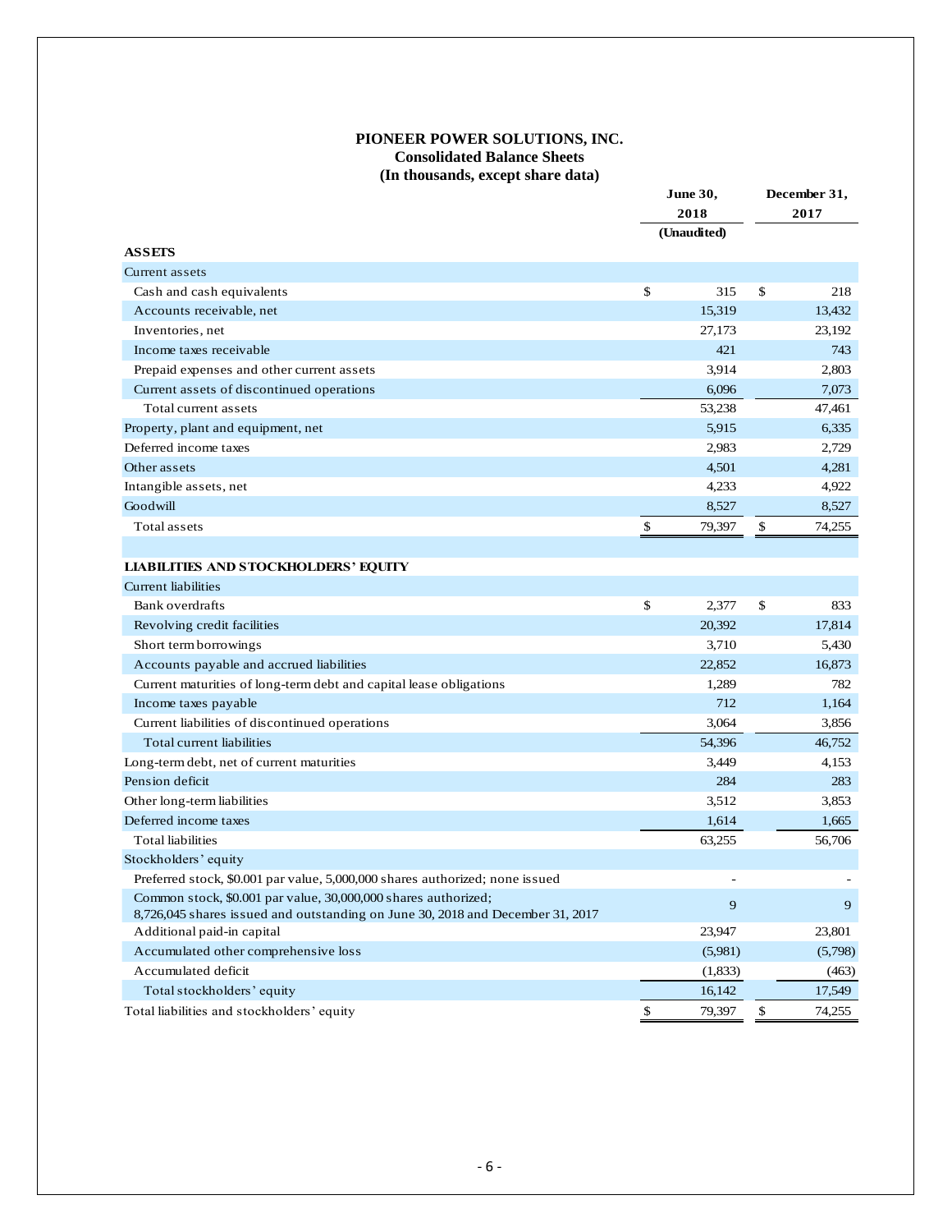**PIONEER POWER SOLUTIONS, INC.**
**Consolidated Balance Sheets**
**(In thousands, except share data)**

| | June 30, 2018 (Unaudited) | December 31, 2017 |
|---|---|---|
| **ASSETS** | | |
| Current assets | | |
| Cash and cash equivalents | $ 315 | $ 218 |
| Accounts receivable, net | 15,319 | 13,432 |
| Inventories, net | 27,173 | 23,192 |
| Income taxes receivable | 421 | 743 |
| Prepaid expenses and other current assets | 3,914 | 2,803 |
| Current assets of discontinued operations | 6,096 | 7,073 |
| Total current assets | 53,238 | 47,461 |
| Property, plant and equipment, net | 5,915 | 6,335 |
| Deferred income taxes | 2,983 | 2,729 |
| Other assets | 4,501 | 4,281 |
| Intangible assets, net | 4,233 | 4,922 |
| Goodwill | 8,527 | 8,527 |
| Total assets | $ 79,397 | $ 74,255 |
| | | |
| **LIABILITIES AND STOCKHOLDERS' EQUITY** | | |
| Current liabilities | | |
| Bank overdrafts | $ 2,377 | $ 833 |
| Revolving credit facilities | 20,392 | 17,814 |
| Short term borrowings | 3,710 | 5,430 |
| Accounts payable and accrued liabilities | 22,852 | 16,873 |
| Current maturities of long-term debt and capital lease obligations | 1,289 | 782 |
| Income taxes payable | 712 | 1,164 |
| Current liabilities of discontinued operations | 3,064 | 3,856 |
| Total current liabilities | 54,396 | 46,752 |
| Long-term debt, net of current maturities | 3,449 | 4,153 |
| Pension deficit | 284 | 283 |
| Other long-term liabilities | 3,512 | 3,853 |
| Deferred income taxes | 1,614 | 1,665 |
| Total liabilities | 63,255 | 56,706 |
| Stockholders' equity | | |
| Preferred stock, $0.001 par value, 5,000,000 shares authorized; none issued | - | - |
| Common stock, $0.001 par value, 30,000,000 shares authorized; 8,726,045 shares issued and outstanding on June 30, 2018 and December 31, 2017 | 9 | 9 |
| Additional paid-in capital | 23,947 | 23,801 |
| Accumulated other comprehensive loss | (5,981) | (5,798) |
| Accumulated deficit | (1,833) | (463) |
| Total stockholders' equity | 16,142 | 17,549 |
| Total liabilities and stockholders' equity | $ 79,397 | $ 74,255 |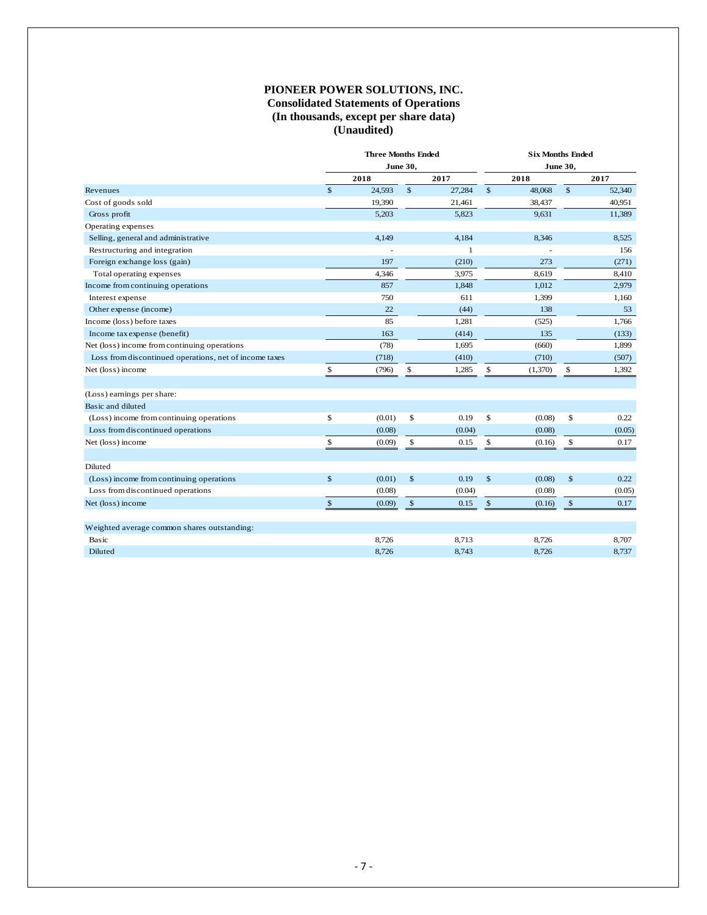**PIONEER POWER SOLUTIONS, INC.**
**Consolidated Statements of Operations**
**(In thousands, except per share data)**
**(Unaudited)**

| | Three Months Ended June 30, | | Six Months Ended June 30, | |
|---|---|---|---|---|
| | 2018 | 2017 | 2018 | 2017 |
| Revenues | $ 24,593 | $ 27,284 | $ 48,068 | $ 52,340 |
| Cost of goods sold | 19,390 | 21,461 | 38,437 | 40,951 |
| Gross profit | 5,203 | 5,823 | 9,631 | 11,389 |
| Operating expenses | | | | |
| Selling, general and administrative | 4,149 | 4,184 | 8,346 | 8,525 |
| Restructuring and integration | - | 1 | - | 156 |
| Foreign exchange loss (gain) | 197 | (210) | 273 | (271) |
| Total operating expenses | 4,346 | 3,975 | 8,619 | 8,410 |
| Income from continuing operations | 857 | 1,848 | 1,012 | 2,979 |
| Interest expense | 750 | 611 | 1,399 | 1,160 |
| Other expense (income) | 22 | (44) | 138 | 53 |
| Income (loss) before taxes | 85 | 1,281 | (525) | 1,766 |
| Income tax expense (benefit) | 163 | (414) | 135 | (133) |
| Net (loss) income from continuing operations | (78) | 1,695 | (660) | 1,899 |
| Loss from discontinued operations, net of income taxes | (718) | (410) | (710) | (507) |
| Net (loss) income | $ (796) | $ 1,285 | $ (1,370) | $ 1,392 |
| | | | | |
| (Loss) earnings per share: | | | | |
| Basic and diluted | | | | |
| (Loss) income from continuing operations | $ (0.01) | $ 0.19 | $ (0.08) | $ 0.22 |
| Loss from discontinued operations | (0.08) | (0.04) | (0.08) | (0.05) |
| Net (loss) income | $ (0.09) | $ 0.15 | $ (0.16) | $ 0.17 |
| | | | | |
| Diluted | | | | |
| (Loss) income from continuing operations | $ (0.01) | $ 0.19 | $ (0.08) | $ 0.22 |
| Loss from discontinued operations | (0.08) | (0.04) | (0.08) | (0.05) |
| Net (loss) income | $ (0.09) | $ 0.15 | $ (0.16) | $ 0.17 |
| | | | | |
| Weighted average common shares outstanding: | | | | |
| Basic | 8,726 | 8,713 | 8,726 | 8,707 |
| Diluted | 8,726 | 8,743 | 8,726 | 8,737 |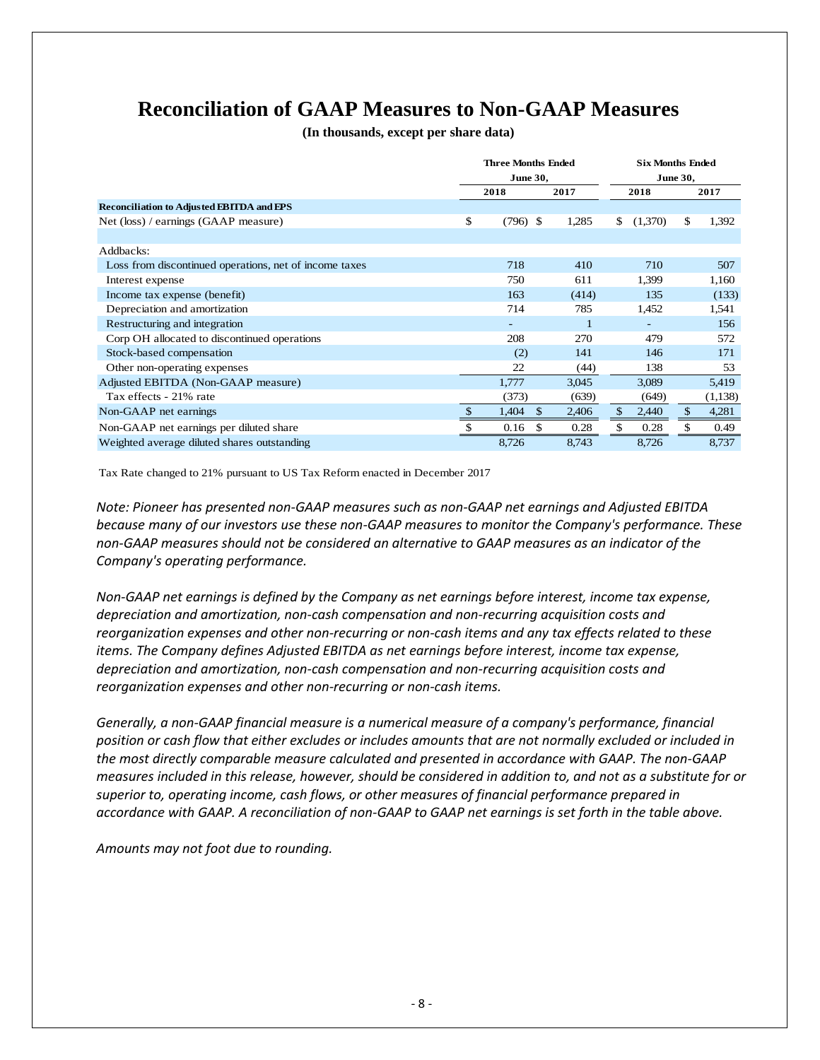# Reconciliation of GAAP Measures to Non-GAAP Measures

**(In thousands, except per share data)**

| | Three Months Ended June 30, | | Six Months Ended June 30, | |
|---|---|---|---|---|
| | 2018 | 2017 | 2018 | 2017 |
| **Reconciliation to Adjusted EBITDA and EPS** | | | | |
| Net (loss) / earnings (GAAP measure) | $ (796) | $ 1,285 | $ (1,370) | $ 1,392 |
| | | | | |
| Addbacks: | | | | |
| Loss from discontinued operations, net of income taxes | 718 | 410 | 710 | 507 |
| Interest expense | 750 | 611 | 1,399 | 1,160 |
| Income tax expense (benefit) | 163 | (414) | 135 | (133) |
| Depreciation and amortization | 714 | 785 | 1,452 | 1,541 |
| Restructuring and integration | - | 1 | - | 156 |
| Corp OH allocated to discontinued operations | 208 | 270 | 479 | 572 |
| Stock-based compensation | (2) | 141 | 146 | 171 |
| Other non-operating expenses | 22 | (44) | 138 | 53 |
| Adjusted EBITDA (Non-GAAP measure) | 1,777 | 3,045 | 3,089 | 5,419 |
| Tax effects - 21% rate | (373) | (639) | (649) | (1,138) |
| Non-GAAP net earnings | $ 1,404 | $ 2,406 | $ 2,440 | $ 4,281 |
| Non-GAAP net earnings per diluted share | $ 0.16 | $ 0.28 | $ 0.28 | $ 0.49 |
| Weighted average diluted shares outstanding | 8,726 | 8,743 | 8,726 | 8,737 |

Tax Rate changed to 21% pursuant to US Tax Reform enacted in December 2017

*Note: Pioneer has presented non-GAAP measures such as non-GAAP net earnings and Adjusted EBITDA because many of our investors use these non-GAAP measures to monitor the Company's performance. These non-GAAP measures should not be considered an alternative to GAAP measures as an indicator of the Company's operating performance.*

*Non-GAAP net earnings is defined by the Company as net earnings before interest, income tax expense, depreciation and amortization, non-cash compensation and non-recurring acquisition costs and reorganization expenses and other non-recurring or non-cash items and any tax effects related to these items. The Company defines Adjusted EBITDA as net earnings before interest, income tax expense, depreciation and amortization, non-cash compensation and non-recurring acquisition costs and reorganization expenses and other non-recurring or non-cash items.*

*Generally, a non-GAAP financial measure is a numerical measure of a company's performance, financial position or cash flow that either excludes or includes amounts that are not normally excluded or included in the most directly comparable measure calculated and presented in accordance with GAAP. The non-GAAP measures included in this release, however, should be considered in addition to, and not as a substitute for or superior to, operating income, cash flows, or other measures of financial performance prepared in accordance with GAAP. A reconciliation of non-GAAP to GAAP net earnings is set forth in the table above.*

*Amounts may not foot due to rounding.*